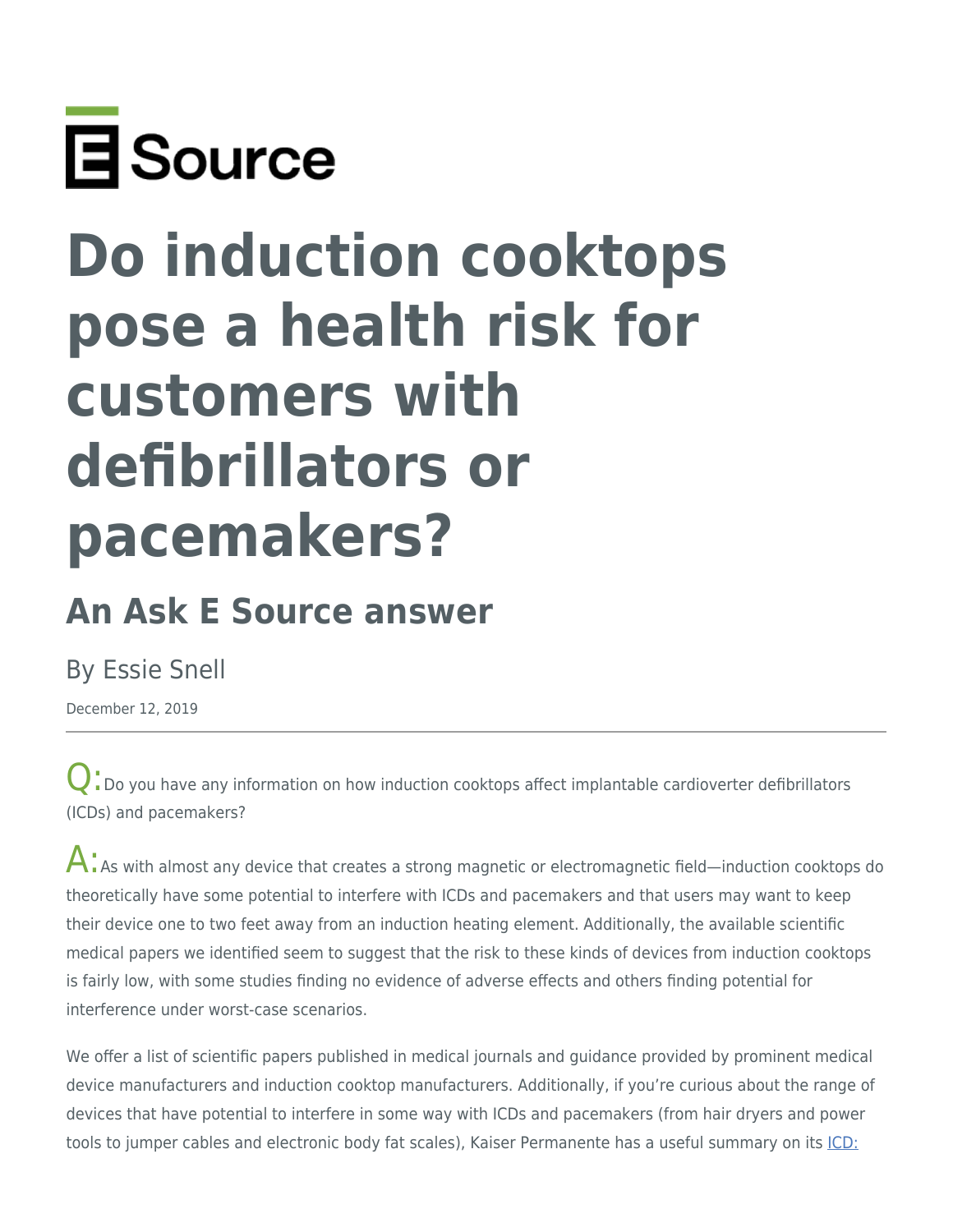E Source

# Do induction cooktops pose a health risk for customers with defibrillators or pacemakers?

## An Ask E Source answer

By Essie Snell

December 12, 2019

---

Q: Do you have any information on how induction cooktops affect implantable cardioverter defibrillators (ICDs) and pacemakers?

A: As with almost any device that creates a strong magnetic or electromagnetic field—induction cooktops do theoretically have some potential to interfere with ICDs and pacemakers and that users may want to keep their device one to two feet away from an induction heating element. Additionally, the available scientific medical papers we identified seem to suggest that the risk to these kinds of devices from induction cooktops is fairly low, with some studies finding no evidence of adverse effects and others finding potential for interference under worst-case scenarios.

We offer a list of scientific papers published in medical journals and guidance provided by prominent medical device manufacturers and induction cooktop manufacturers. Additionally, if you're curious about the range of devices that have potential to interfere in some way with ICDs and pacemakers (from hair dryers and power tools to jumper cables and electronic body fat scales), Kaiser Permanente has a useful summary on its ICD: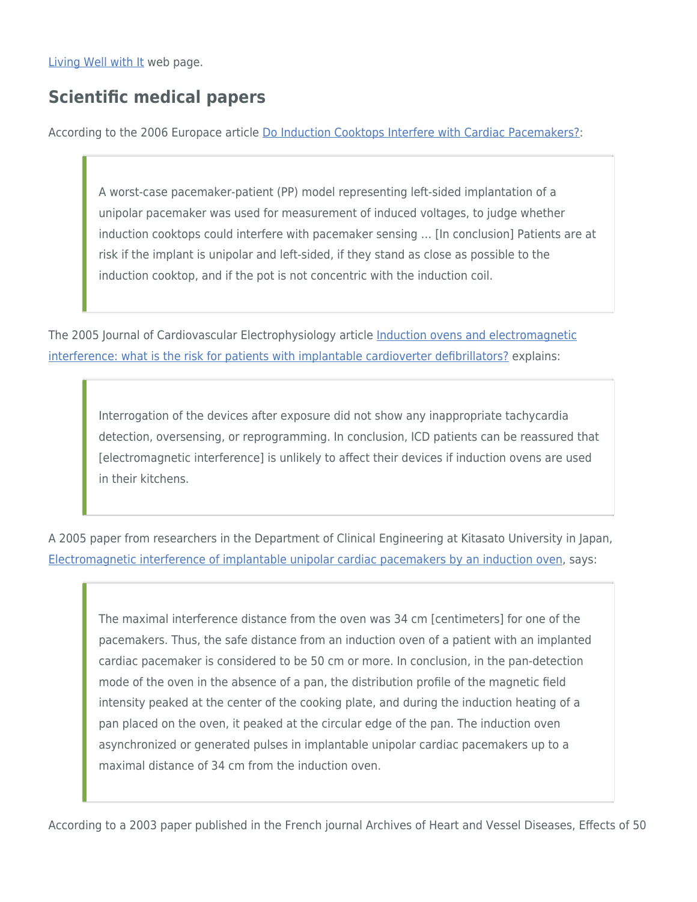Living Well with It web page.

## Scientific medical papers

According to the 2006 Europace article Do Induction Cooktops Interfere with Cardiac Pacemakers?:

> A worst-case pacemaker-patient (PP) model representing left-sided implantation of a unipolar pacemaker was used for measurement of induced voltages, to judge whether induction cooktops could interfere with pacemaker sensing … [In conclusion] Patients are at risk if the implant is unipolar and left-sided, if they stand as close as possible to the induction cooktop, and if the pot is not concentric with the induction coil.

The 2005 Journal of Cardiovascular Electrophysiology article Induction ovens and electromagnetic interference: what is the risk for patients with implantable cardioverter defibrillators? explains:

> Interrogation of the devices after exposure did not show any inappropriate tachycardia detection, oversensing, or reprogramming. In conclusion, ICD patients can be reassured that [electromagnetic interference] is unlikely to affect their devices if induction ovens are used in their kitchens.

A 2005 paper from researchers in the Department of Clinical Engineering at Kitasato University in Japan, Electromagnetic interference of implantable unipolar cardiac pacemakers by an induction oven, says:

> The maximal interference distance from the oven was 34 cm [centimeters] for one of the pacemakers. Thus, the safe distance from an induction oven of a patient with an implanted cardiac pacemaker is considered to be 50 cm or more. In conclusion, in the pan-detection mode of the oven in the absence of a pan, the distribution profile of the magnetic field intensity peaked at the center of the cooking plate, and during the induction heating of a pan placed on the oven, it peaked at the circular edge of the pan. The induction oven asynchronized or generated pulses in implantable unipolar cardiac pacemakers up to a maximal distance of 34 cm from the induction oven.

According to a 2003 paper published in the French journal Archives of Heart and Vessel Diseases, Effects of 50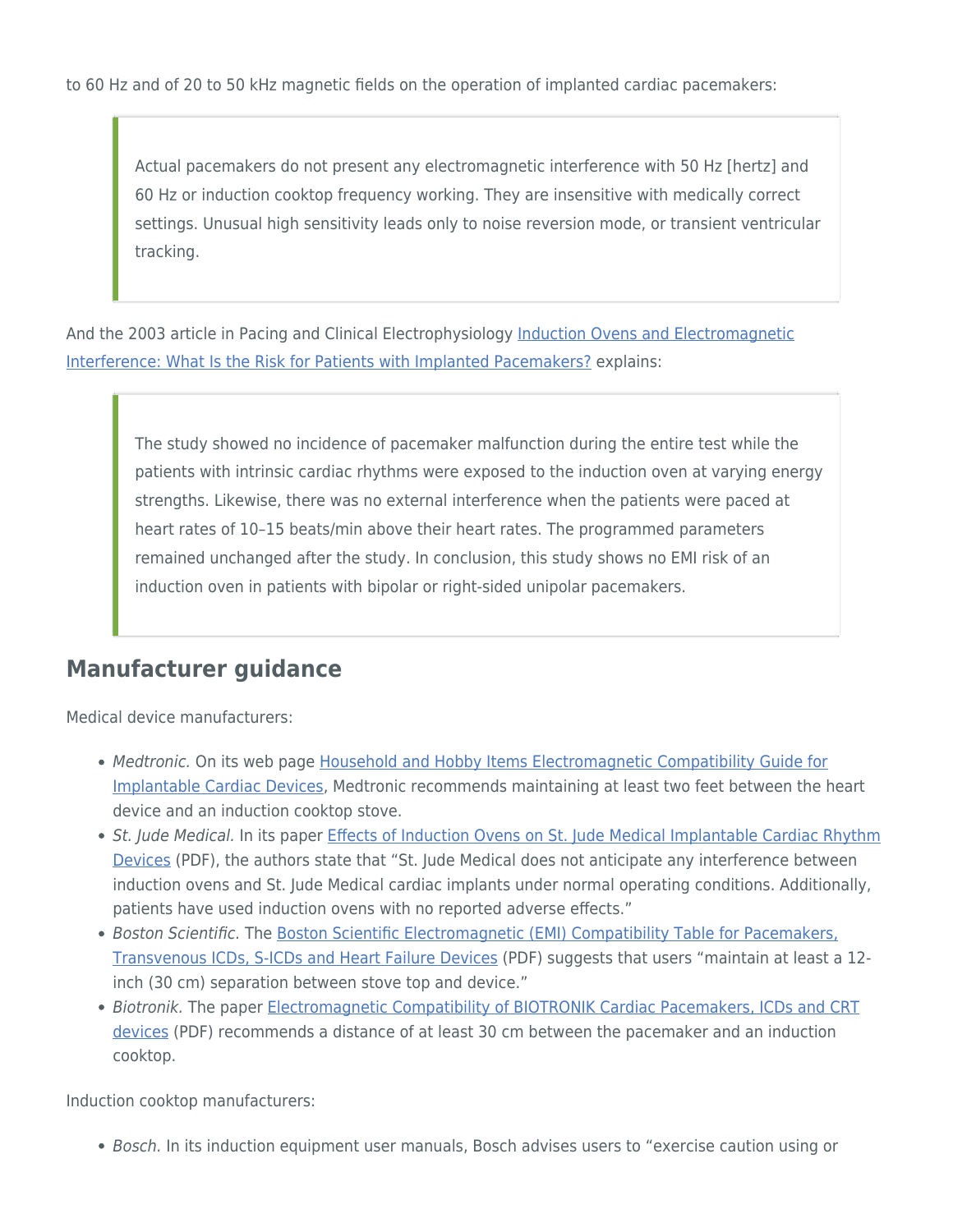to 60 Hz and of 20 to 50 kHz magnetic fields on the operation of implanted cardiac pacemakers:

> Actual pacemakers do not present any electromagnetic interference with 50 Hz [hertz] and 60 Hz or induction cooktop frequency working. They are insensitive with medically correct settings. Unusual high sensitivity leads only to noise reversion mode, or transient ventricular tracking.

And the 2003 article in Pacing and Clinical Electrophysiology [Induction Ovens and Electromagnetic Interference: What Is the Risk for Patients with Implanted Pacemakers?]() explains:

> The study showed no incidence of pacemaker malfunction during the entire test while the patients with intrinsic cardiac rhythms were exposed to the induction oven at varying energy strengths. Likewise, there was no external interference when the patients were paced at heart rates of 10–15 beats/min above their heart rates. The programmed parameters remained unchanged after the study. In conclusion, this study shows no EMI risk of an induction oven in patients with bipolar or right-sided unipolar pacemakers.

## Manufacturer guidance

Medical device manufacturers:

- *Medtronic.* On its web page [Household and Hobby Items Electromagnetic Compatibility Guide for Implantable Cardiac Devices](), Medtronic recommends maintaining at least two feet between the heart device and an induction cooktop stove.
- *St. Jude Medical.* In its paper [Effects of Induction Ovens on St. Jude Medical Implantable Cardiac Rhythm Devices]() (PDF), the authors state that "St. Jude Medical does not anticipate any interference between induction ovens and St. Jude Medical cardiac implants under normal operating conditions. Additionally, patients have used induction ovens with no reported adverse effects."
- *Boston Scientific.* The [Boston Scientific Electromagnetic (EMI) Compatibility Table for Pacemakers, Transvenous ICDs, S-ICDs and Heart Failure Devices]() (PDF) suggests that users "maintain at least a 12-inch (30 cm) separation between stove top and device."
- *Biotronik.* The paper [Electromagnetic Compatibility of BIOTRONIK Cardiac Pacemakers, ICDs and CRT devices]() (PDF) recommends a distance of at least 30 cm between the pacemaker and an induction cooktop.

Induction cooktop manufacturers:

- *Bosch.* In its induction equipment user manuals, Bosch advises users to "exercise caution using or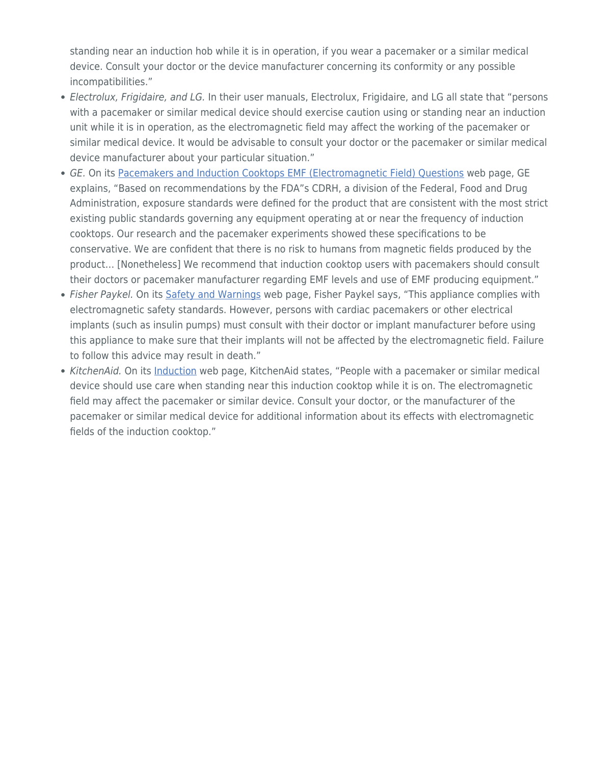standing near an induction hob while it is in operation, if you wear a pacemaker or a similar medical device. Consult your doctor or the device manufacturer concerning its conformity or any possible incompatibilities."

- *Electrolux, Frigidaire, and LG.* In their user manuals, Electrolux, Frigidaire, and LG all state that "persons with a pacemaker or similar medical device should exercise caution using or standing near an induction unit while it is in operation, as the electromagnetic field may affect the working of the pacemaker or similar medical device. It would be advisable to consult your doctor or the pacemaker or similar medical device manufacturer about your particular situation."
- *GE.* On its [Pacemakers and Induction Cooktops EMF (Electromagnetic Field) Questions] web page, GE explains, "Based on recommendations by the FDA"s CDRH, a division of the Federal, Food and Drug Administration, exposure standards were defined for the product that are consistent with the most strict existing public standards governing any equipment operating at or near the frequency of induction cooktops. Our research and the pacemaker experiments showed these specifications to be conservative. We are confident that there is no risk to humans from magnetic fields produced by the product… [Nonetheless] We recommend that induction cooktop users with pacemakers should consult their doctors or pacemaker manufacturer regarding EMF levels and use of EMF producing equipment."
- *Fisher Paykel.* On its [Safety and Warnings] web page, Fisher Paykel says, "This appliance complies with electromagnetic safety standards. However, persons with cardiac pacemakers or other electrical implants (such as insulin pumps) must consult with their doctor or implant manufacturer before using this appliance to make sure that their implants will not be affected by the electromagnetic field. Failure to follow this advice may result in death."
- *KitchenAid.* On its [Induction] web page, KitchenAid states, "People with a pacemaker or similar medical device should use care when standing near this induction cooktop while it is on. The electromagnetic field may affect the pacemaker or similar device. Consult your doctor, or the manufacturer of the pacemaker or similar medical device for additional information about its effects with electromagnetic fields of the induction cooktop."